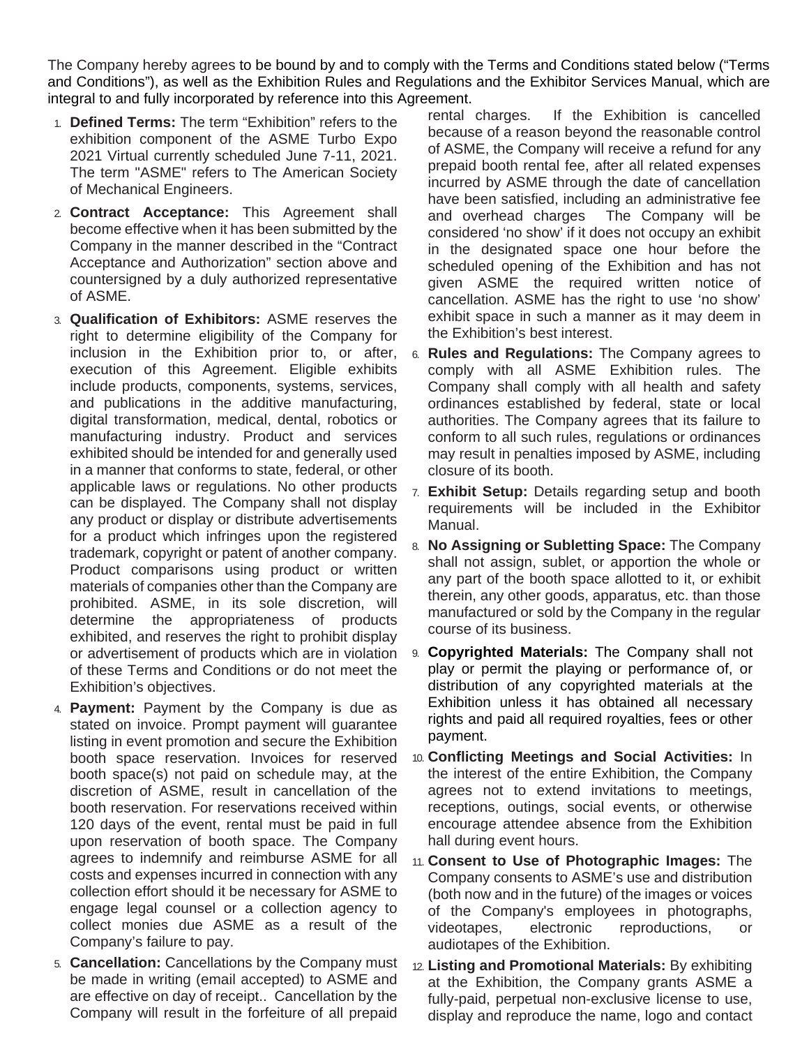The Company hereby agrees to be bound by and to comply with the Terms and Conditions stated below ("Terms and Conditions"), as well as the Exhibition Rules and Regulations and the Exhibitor Services Manual, which are integral to and fully incorporated by reference into this Agreement.

1. **Defined Terms:** The term "Exhibition" refers to the exhibition component of the ASME Turbo Expo 2021 Virtual currently scheduled June 7-11, 2021. The term "ASME" refers to The American Society of Mechanical Engineers.

2. **Contract Acceptance:** This Agreement shall become effective when it has been submitted by the Company in the manner described in the "Contract Acceptance and Authorization" section above and countersigned by a duly authorized representative of ASME.

3. **Qualification of Exhibitors:** ASME reserves the right to determine eligibility of the Company for inclusion in the Exhibition prior to, or after, execution of this Agreement. Eligible exhibits include products, components, systems, services, and publications in the additive manufacturing, digital transformation, medical, dental, robotics or manufacturing industry. Product and services exhibited should be intended for and generally used in a manner that conforms to state, federal, or other applicable laws or regulations. No other products can be displayed. The Company shall not display any product or display or distribute advertisements for a product which infringes upon the registered trademark, copyright or patent of another company. Product comparisons using product or written materials of companies other than the Company are prohibited. ASME, in its sole discretion, will determine the appropriateness of products exhibited, and reserves the right to prohibit display or advertisement of products which are in violation of these Terms and Conditions or do not meet the Exhibition's objectives.

4. **Payment:** Payment by the Company is due as stated on invoice. Prompt payment will guarantee listing in event promotion and secure the Exhibition booth space reservation. Invoices for reserved booth space(s) not paid on schedule may, at the discretion of ASME, result in cancellation of the booth reservation. For reservations received within 120 days of the event, rental must be paid in full upon reservation of booth space. The Company agrees to indemnify and reimburse ASME for all costs and expenses incurred in connection with any collection effort should it be necessary for ASME to engage legal counsel or a collection agency to collect monies due ASME as a result of the Company's failure to pay.

5. **Cancellation:** Cancellations by the Company must be made in writing (email accepted) to ASME and are effective on day of receipt.. Cancellation by the Company will result in the forfeiture of all prepaid rental charges. If the Exhibition is cancelled because of a reason beyond the reasonable control of ASME, the Company will receive a refund for any prepaid booth rental fee, after all related expenses incurred by ASME through the date of cancellation have been satisfied, including an administrative fee and overhead charges The Company will be considered 'no show' if it does not occupy an exhibit in the designated space one hour before the scheduled opening of the Exhibition and has not given ASME the required written notice of cancellation. ASME has the right to use 'no show' exhibit space in such a manner as it may deem in the Exhibition's best interest.

6. **Rules and Regulations:** The Company agrees to comply with all ASME Exhibition rules. The Company shall comply with all health and safety ordinances established by federal, state or local authorities. The Company agrees that its failure to conform to all such rules, regulations or ordinances may result in penalties imposed by ASME, including closure of its booth.

7. **Exhibit Setup:** Details regarding setup and booth requirements will be included in the Exhibitor Manual.

8. **No Assigning or Subletting Space:** The Company shall not assign, sublet, or apportion the whole or any part of the booth space allotted to it, or exhibit therein, any other goods, apparatus, etc. than those manufactured or sold by the Company in the regular course of its business.

9. **Copyrighted Materials:** The Company shall not play or permit the playing or performance of, or distribution of any copyrighted materials at the Exhibition unless it has obtained all necessary rights and paid all required royalties, fees or other payment.

10. **Conflicting Meetings and Social Activities:** In the interest of the entire Exhibition, the Company agrees not to extend invitations to meetings, receptions, outings, social events, or otherwise encourage attendee absence from the Exhibition hall during event hours.

11. **Consent to Use of Photographic Images:** The Company consents to ASME's use and distribution (both now and in the future) of the images or voices of the Company's employees in photographs, videotapes, electronic reproductions, or audiotapes of the Exhibition.

12. **Listing and Promotional Materials:** By exhibiting at the Exhibition, the Company grants ASME a fully-paid, perpetual non-exclusive license to use, display and reproduce the name, logo and contact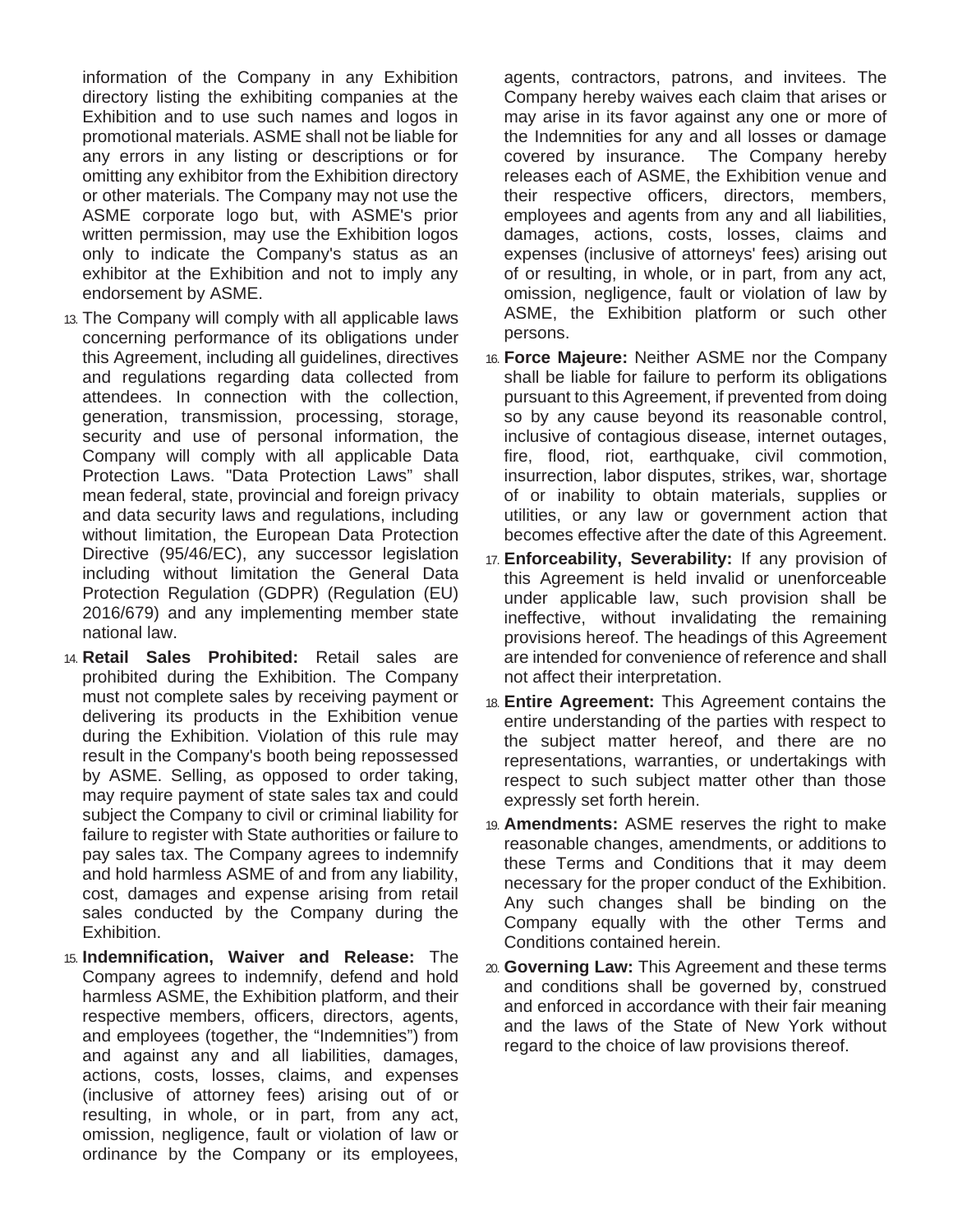information of the Company in any Exhibition directory listing the exhibiting companies at the Exhibition and to use such names and logos in promotional materials. ASME shall not be liable for any errors in any listing or descriptions or for omitting any exhibitor from the Exhibition directory or other materials. The Company may not use the ASME corporate logo but, with ASME's prior written permission, may use the Exhibition logos only to indicate the Company's status as an exhibitor at the Exhibition and not to imply any endorsement by ASME.

13. The Company will comply with all applicable laws concerning performance of its obligations under this Agreement, including all guidelines, directives and regulations regarding data collected from attendees. In connection with the collection, generation, transmission, processing, storage, security and use of personal information, the Company will comply with all applicable Data Protection Laws. "Data Protection Laws" shall mean federal, state, provincial and foreign privacy and data security laws and regulations, including without limitation, the European Data Protection Directive (95/46/EC), any successor legislation including without limitation the General Data Protection Regulation (GDPR) (Regulation (EU) 2016/679) and any implementing member state national law.

14. **Retail Sales Prohibited:** Retail sales are prohibited during the Exhibition. The Company must not complete sales by receiving payment or delivering its products in the Exhibition venue during the Exhibition. Violation of this rule may result in the Company's booth being repossessed by ASME. Selling, as opposed to order taking, may require payment of state sales tax and could subject the Company to civil or criminal liability for failure to register with State authorities or failure to pay sales tax. The Company agrees to indemnify and hold harmless ASME of and from any liability, cost, damages and expense arising from retail sales conducted by the Company during the Exhibition.

15. **Indemnification, Waiver and Release:** The Company agrees to indemnify, defend and hold harmless ASME, the Exhibition platform, and their respective members, officers, directors, agents, and employees (together, the "Indemnities") from and against any and all liabilities, damages, actions, costs, losses, claims, and expenses (inclusive of attorney fees) arising out of or resulting, in whole, or in part, from any act, omission, negligence, fault or violation of law or ordinance by the Company or its employees, agents, contractors, patrons, and invitees. The Company hereby waives each claim that arises or may arise in its favor against any one or more of the Indemnities for any and all losses or damage covered by insurance. The Company hereby releases each of ASME, the Exhibition venue and their respective officers, directors, members, employees and agents from any and all liabilities, damages, actions, costs, losses, claims and expenses (inclusive of attorneys' fees) arising out of or resulting, in whole, or in part, from any act, omission, negligence, fault or violation of law by ASME, the Exhibition platform or such other persons.

16. **Force Majeure:** Neither ASME nor the Company shall be liable for failure to perform its obligations pursuant to this Agreement, if prevented from doing so by any cause beyond its reasonable control, inclusive of contagious disease, internet outages, fire, flood, riot, earthquake, civil commotion, insurrection, labor disputes, strikes, war, shortage of or inability to obtain materials, supplies or utilities, or any law or government action that becomes effective after the date of this Agreement.

17. **Enforceability, Severability:** If any provision of this Agreement is held invalid or unenforceable under applicable law, such provision shall be ineffective, without invalidating the remaining provisions hereof. The headings of this Agreement are intended for convenience of reference and shall not affect their interpretation.

18. **Entire Agreement:** This Agreement contains the entire understanding of the parties with respect to the subject matter hereof, and there are no representations, warranties, or undertakings with respect to such subject matter other than those expressly set forth herein.

19. **Amendments:** ASME reserves the right to make reasonable changes, amendments, or additions to these Terms and Conditions that it may deem necessary for the proper conduct of the Exhibition. Any such changes shall be binding on the Company equally with the other Terms and Conditions contained herein.

20. **Governing Law:** This Agreement and these terms and conditions shall be governed by, construed and enforced in accordance with their fair meaning and the laws of the State of New York without regard to the choice of law provisions thereof.